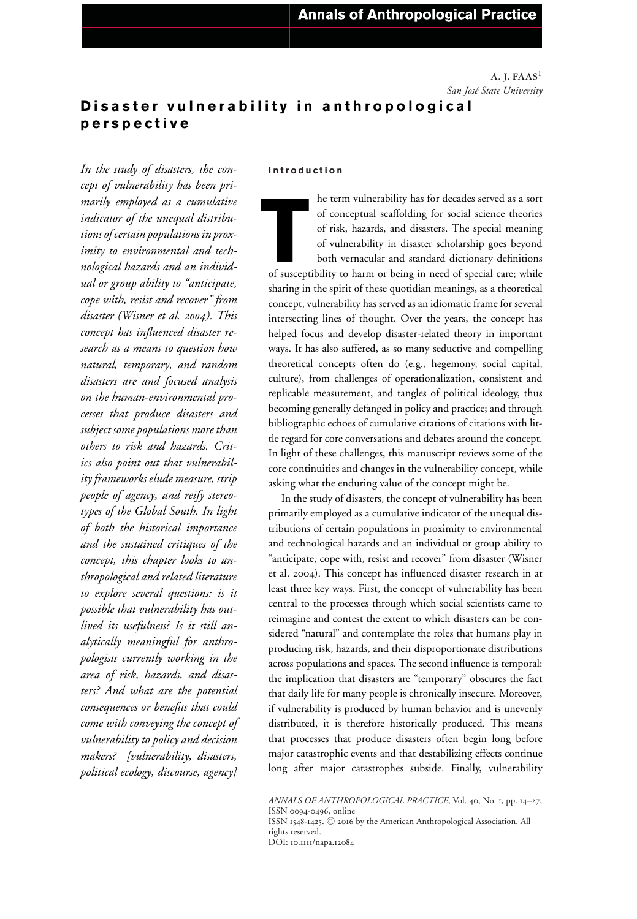A. J. FAAS[1]
*San José State University*

# Disaster vulnerability in anthropological perspective

*In the study of disasters, the concept of vulnerability has been primarily employed as a cumulative indicator of the unequal distributions of certain populations in proximity to environmental and technological hazards and an individual or group ability to "anticipate, cope with, resist and recover" from disaster (Wisner et al. 2004). This concept has influenced disaster research as a means to question how natural, temporary, and random disasters are and focused analysis on the human-environmental processes that produce disasters and subject some populations more than others to risk and hazards. Critics also point out that vulnerability frameworks elude measure, strip people of agency, and reify stereotypes of the Global South. In light of both the historical importance and the sustained critiques of the concept, this chapter looks to anthropological and related literature to explore several questions: is it possible that vulnerability has outlived its usefulness? Is it still analytically meaningful for anthropologists currently working in the area of risk, hazards, and disasters? And what are the potential consequences or benefits that could come with conveying the concept of vulnerability to policy and decision makers? [vulnerability, disasters, political ecology, discourse, agency]*

## Introduction

The term vulnerability has for decades served as a sort of conceptual scaffolding for social science theories of risk, hazards, and disasters. The special meaning of vulnerability in disaster scholarship goes beyond both vernacular and standard dictionary definitions of susceptibility to harm or being in need of special care; while sharing in the spirit of these quotidian meanings, as a theoretical concept, vulnerability has served as an idiomatic frame for several intersecting lines of thought. Over the years, the concept has helped focus and develop disaster-related theory in important ways. It has also suffered, as so many seductive and compelling theoretical concepts often do (e.g., hegemony, social capital, culture), from challenges of operationalization, consistent and replicable measurement, and tangles of political ideology, thus becoming generally defanged in policy and practice; and through bibliographic echoes of cumulative citations of citations with little regard for core conversations and debates around the concept. In light of these challenges, this manuscript reviews some of the core continuities and changes in the vulnerability concept, while asking what the enduring value of the concept might be.

In the study of disasters, the concept of vulnerability has been primarily employed as a cumulative indicator of the unequal distributions of certain populations in proximity to environmental and technological hazards and an individual or group ability to "anticipate, cope with, resist and recover" from disaster (Wisner et al. 2004). This concept has influenced disaster research in at least three key ways. First, the concept of vulnerability has been central to the processes through which social scientists came to reimagine and contest the extent to which disasters can be considered "natural" and contemplate the roles that humans play in producing risk, hazards, and their disproportionate distributions across populations and spaces. The second influence is temporal: the implication that disasters are "temporary" obscures the fact that daily life for many people is chronically insecure. Moreover, if vulnerability is produced by human behavior and is unevenly distributed, it is therefore historically produced. This means that processes that produce disasters often begin long before major catastrophic events and that destabilizing effects continue long after major catastrophes subside. Finally, vulnerability

*ANNALS OF ANTHROPOLOGICAL PRACTICE*, Vol. 40, No. 1, pp. 14–27, ISSN 0094-0496, online ISSN 1548-1425. © 2016 by the American Anthropological Association. All rights reserved. DOI: 10.1111/napa.12084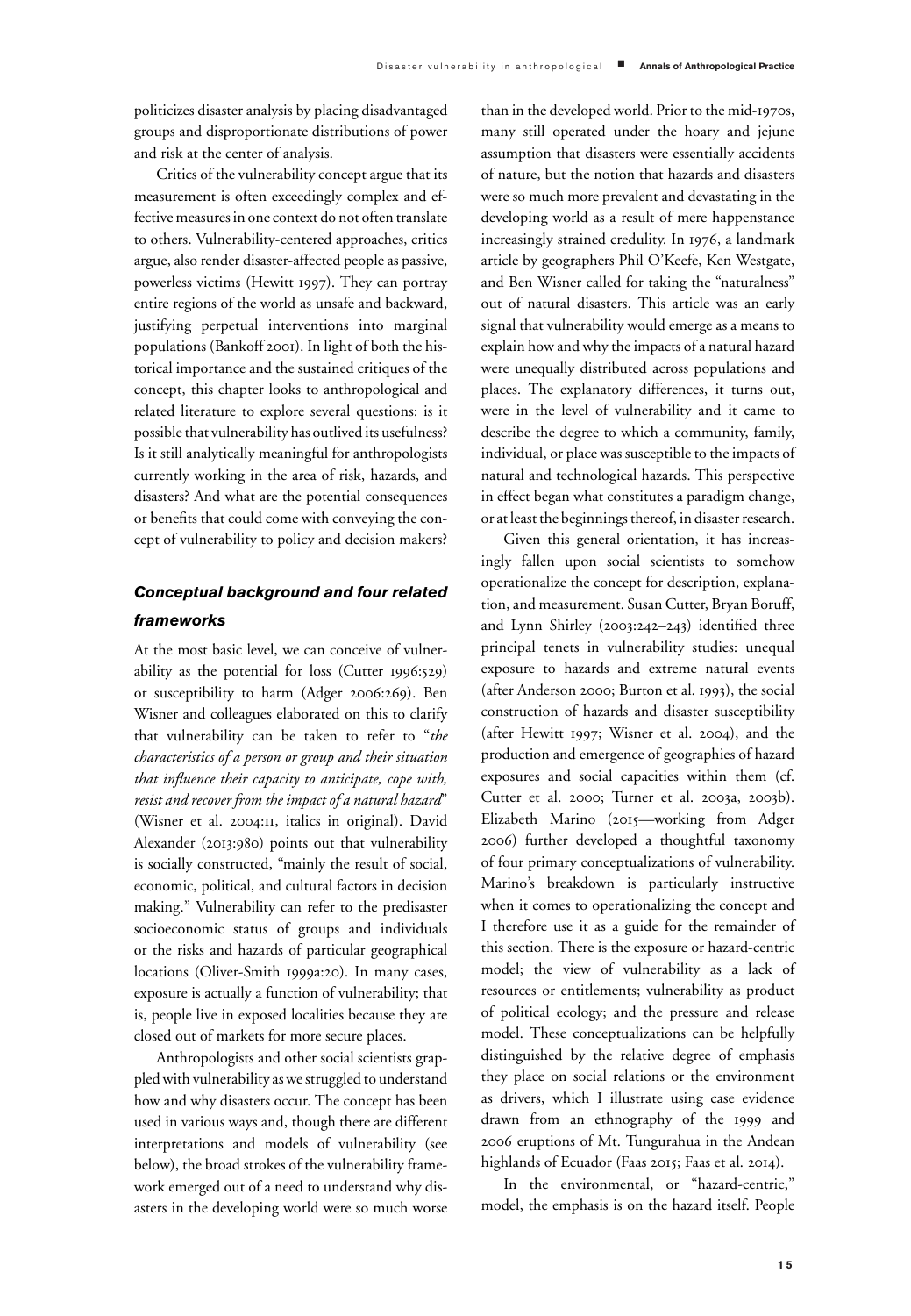politicizes disaster analysis by placing disadvantaged groups and disproportionate distributions of power and risk at the center of analysis.

Critics of the vulnerability concept argue that its measurement is often exceedingly complex and effective measures in one context do not often translate to others. Vulnerability-centered approaches, critics argue, also render disaster-affected people as passive, powerless victims (Hewitt 1997). They can portray entire regions of the world as unsafe and backward, justifying perpetual interventions into marginal populations (Bankoff 2001). In light of both the historical importance and the sustained critiques of the concept, this chapter looks to anthropological and related literature to explore several questions: is it possible that vulnerability has outlived its usefulness? Is it still analytically meaningful for anthropologists currently working in the area of risk, hazards, and disasters? And what are the potential consequences or benefits that could come with conveying the concept of vulnerability to policy and decision makers?

## *Conceptual background and four related frameworks*

At the most basic level, we can conceive of vulnerability as the potential for loss (Cutter 1996:529) or susceptibility to harm (Adger 2006:269). Ben Wisner and colleagues elaborated on this to clarify that vulnerability can be taken to refer to "*the characteristics of a person or group and their situation that influence their capacity to anticipate, cope with, resist and recover from the impact of a natural hazard*" (Wisner et al. 2004:11, italics in original). David Alexander (2013:980) points out that vulnerability is socially constructed, "mainly the result of social, economic, political, and cultural factors in decision making." Vulnerability can refer to the predisaster socioeconomic status of groups and individuals or the risks and hazards of particular geographical locations (Oliver-Smith 1999a:20). In many cases, exposure is actually a function of vulnerability; that is, people live in exposed localities because they are closed out of markets for more secure places.

Anthropologists and other social scientists grappled with vulnerability as we struggled to understand how and why disasters occur. The concept has been used in various ways and, though there are different interpretations and models of vulnerability (see below), the broad strokes of the vulnerability framework emerged out of a need to understand why disasters in the developing world were so much worse than in the developed world. Prior to the mid-1970s, many still operated under the hoary and jejune assumption that disasters were essentially accidents of nature, but the notion that hazards and disasters were so much more prevalent and devastating in the developing world as a result of mere happenstance increasingly strained credulity. In 1976, a landmark article by geographers Phil O'Keefe, Ken Westgate, and Ben Wisner called for taking the "naturalness" out of natural disasters. This article was an early signal that vulnerability would emerge as a means to explain how and why the impacts of a natural hazard were unequally distributed across populations and places. The explanatory differences, it turns out, were in the level of vulnerability and it came to describe the degree to which a community, family, individual, or place was susceptible to the impacts of natural and technological hazards. This perspective in effect began what constitutes a paradigm change, or at least the beginnings thereof, in disaster research.

Given this general orientation, it has increasingly fallen upon social scientists to somehow operationalize the concept for description, explanation, and measurement. Susan Cutter, Bryan Boruff, and Lynn Shirley (2003:242–243) identified three principal tenets in vulnerability studies: unequal exposure to hazards and extreme natural events (after Anderson 2000; Burton et al. 1993), the social construction of hazards and disaster susceptibility (after Hewitt 1997; Wisner et al. 2004), and the production and emergence of geographies of hazard exposures and social capacities within them (cf. Cutter et al. 2000; Turner et al. 2003a, 2003b). Elizabeth Marino (2015—working from Adger 2006) further developed a thoughtful taxonomy of four primary conceptualizations of vulnerability. Marino's breakdown is particularly instructive when it comes to operationalizing the concept and I therefore use it as a guide for the remainder of this section. There is the exposure or hazard-centric model; the view of vulnerability as a lack of resources or entitlements; vulnerability as product of political ecology; and the pressure and release model. These conceptualizations can be helpfully distinguished by the relative degree of emphasis they place on social relations or the environment as drivers, which I illustrate using case evidence drawn from an ethnography of the 1999 and 2006 eruptions of Mt. Tungurahua in the Andean highlands of Ecuador (Faas 2015; Faas et al. 2014).

In the environmental, or "hazard-centric," model, the emphasis is on the hazard itself. People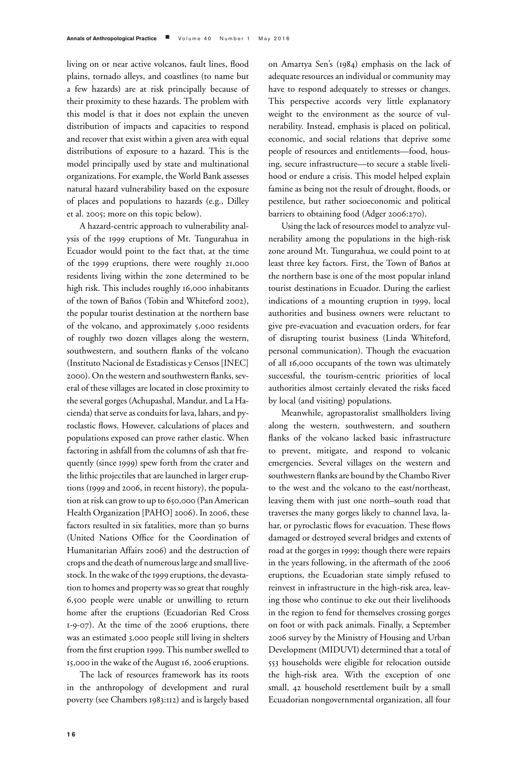living on or near active volcanos, fault lines, flood plains, tornado alleys, and coastlines (to name but a few hazards) are at risk principally because of their proximity to these hazards. The problem with this model is that it does not explain the uneven distribution of impacts and capacities to respond and recover that exist within a given area with equal distributions of exposure to a hazard. This is the model principally used by state and multinational organizations. For example, the World Bank assesses natural hazard vulnerability based on the exposure of places and populations to hazards (e.g., Dilley et al. 2005; more on this topic below).

A hazard-centric approach to vulnerability analysis of the 1999 eruptions of Mt. Tungurahua in Ecuador would point to the fact that, at the time of the 1999 eruptions, there were roughly 21,000 residents living within the zone determined to be high risk. This includes roughly 16,000 inhabitants of the town of Baños (Tobin and Whiteford 2002), the popular tourist destination at the northern base of the volcano, and approximately 5,000 residents of roughly two dozen villages along the western, southwestern, and southern flanks of the volcano (Instituto Nacional de Estadisticas y Censos [INEC] 2000). On the western and southwestern flanks, several of these villages are located in close proximity to the several gorges (Achupashal, Mandur, and La Hacienda) that serve as conduits for lava, lahars, and pyroclastic flows. However, calculations of places and populations exposed can prove rather elastic. When factoring in ashfall from the columns of ash that frequently (since 1999) spew forth from the crater and the lithic projectiles that are launched in larger eruptions (1999 and 2006, in recent history), the population at risk can grow to up to 650,000 (Pan American Health Organization [PAHO] 2006). In 2006, these factors resulted in six fatalities, more than 50 burns (United Nations Office for the Coordination of Humanitarian Affairs 2006) and the destruction of crops and the death of numerous large and small livestock. In the wake of the 1999 eruptions, the devastation to homes and property was so great that roughly 6,500 people were unable or unwilling to return home after the eruptions (Ecuadorian Red Cross 1-9-07). At the time of the 2006 eruptions, there was an estimated 3,000 people still living in shelters from the first eruption 1999. This number swelled to 15,000 in the wake of the August 16, 2006 eruptions.

The lack of resources framework has its roots in the anthropology of development and rural poverty (see Chambers 1983:112) and is largely based on Amartya Sen's (1984) emphasis on the lack of adequate resources an individual or community may have to respond adequately to stresses or changes. This perspective accords very little explanatory weight to the environment as the source of vulnerability. Instead, emphasis is placed on political, economic, and social relations that deprive some people of resources and entitlements—food, housing, secure infrastructure—to secure a stable livelihood or endure a crisis. This model helped explain famine as being not the result of drought, floods, or pestilence, but rather socioeconomic and political barriers to obtaining food (Adger 2006:270).

Using the lack of resources model to analyze vulnerability among the populations in the high-risk zone around Mt. Tungurahua, we could point to at least three key factors. First, the Town of Baños at the northern base is one of the most popular inland tourist destinations in Ecuador. During the earliest indications of a mounting eruption in 1999, local authorities and business owners were reluctant to give pre-evacuation and evacuation orders, for fear of disrupting tourist business (Linda Whiteford, personal communication). Though the evacuation of all 16,000 occupants of the town was ultimately successful, the tourism-centric priorities of local authorities almost certainly elevated the risks faced by local (and visiting) populations.

Meanwhile, agropastoralist smallholders living along the western, southwestern, and southern flanks of the volcano lacked basic infrastructure to prevent, mitigate, and respond to volcanic emergencies. Several villages on the western and southwestern flanks are bound by the Chambo River to the west and the volcano to the east/northeast, leaving them with just one north–south road that traverses the many gorges likely to channel lava, lahar, or pyroclastic flows for evacuation. These flows damaged or destroyed several bridges and extents of road at the gorges in 1999; though there were repairs in the years following, in the aftermath of the 2006 eruptions, the Ecuadorian state simply refused to reinvest in infrastructure in the high-risk area, leaving those who continue to eke out their livelihoods in the region to fend for themselves crossing gorges on foot or with pack animals. Finally, a September 2006 survey by the Ministry of Housing and Urban Development (MIDUVI) determined that a total of 553 households were eligible for relocation outside the high-risk area. With the exception of one small, 42 household resettlement built by a small Ecuadorian nongovernmental organization, all four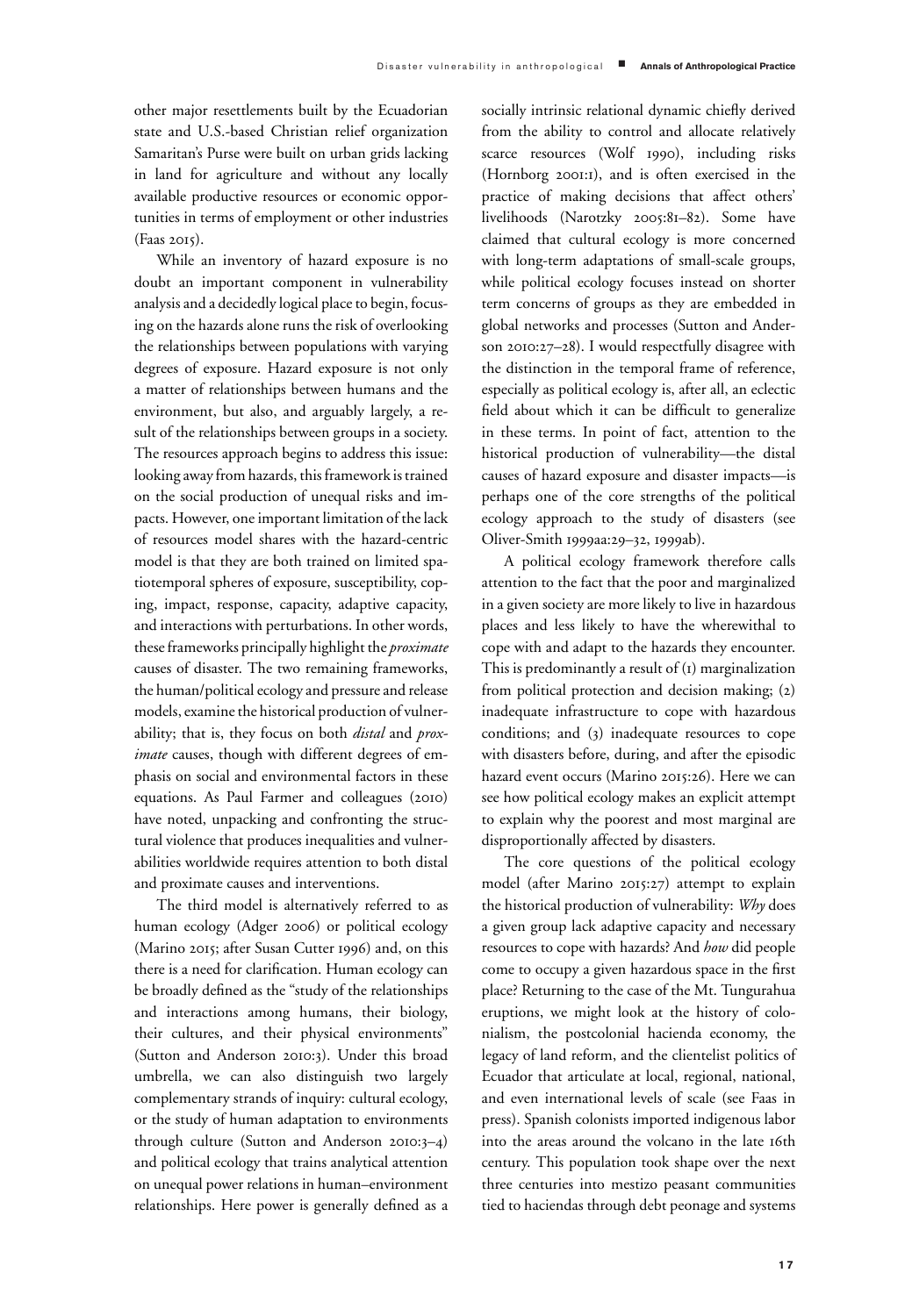other major resettlements built by the Ecuadorian state and U.S.-based Christian relief organization Samaritan's Purse were built on urban grids lacking in land for agriculture and without any locally available productive resources or economic opportunities in terms of employment or other industries (Faas 2015).

While an inventory of hazard exposure is no doubt an important component in vulnerability analysis and a decidedly logical place to begin, focusing on the hazards alone runs the risk of overlooking the relationships between populations with varying degrees of exposure. Hazard exposure is not only a matter of relationships between humans and the environment, but also, and arguably largely, a result of the relationships between groups in a society. The resources approach begins to address this issue: looking away from hazards, this framework is trained on the social production of unequal risks and impacts. However, one important limitation of the lack of resources model shares with the hazard-centric model is that they are both trained on limited spatiotemporal spheres of exposure, susceptibility, coping, impact, response, capacity, adaptive capacity, and interactions with perturbations. In other words, these frameworks principally highlight the *proximate* causes of disaster. The two remaining frameworks, the human/political ecology and pressure and release models, examine the historical production of vulnerability; that is, they focus on both *distal* and *proximate* causes, though with different degrees of emphasis on social and environmental factors in these equations. As Paul Farmer and colleagues (2010) have noted, unpacking and confronting the structural violence that produces inequalities and vulnerabilities worldwide requires attention to both distal and proximate causes and interventions.

The third model is alternatively referred to as human ecology (Adger 2006) or political ecology (Marino 2015; after Susan Cutter 1996) and, on this there is a need for clarification. Human ecology can be broadly defined as the "study of the relationships and interactions among humans, their biology, their cultures, and their physical environments" (Sutton and Anderson 2010:3). Under this broad umbrella, we can also distinguish two largely complementary strands of inquiry: cultural ecology, or the study of human adaptation to environments through culture (Sutton and Anderson 2010:3–4) and political ecology that trains analytical attention on unequal power relations in human–environment relationships. Here power is generally defined as a socially intrinsic relational dynamic chiefly derived from the ability to control and allocate relatively scarce resources (Wolf 1990), including risks (Hornborg 2001:1), and is often exercised in the practice of making decisions that affect others' livelihoods (Narotzky 2005:81–82). Some have claimed that cultural ecology is more concerned with long-term adaptations of small-scale groups, while political ecology focuses instead on shorter term concerns of groups as they are embedded in global networks and processes (Sutton and Anderson 2010:27–28). I would respectfully disagree with the distinction in the temporal frame of reference, especially as political ecology is, after all, an eclectic field about which it can be difficult to generalize in these terms. In point of fact, attention to the historical production of vulnerability—the distal causes of hazard exposure and disaster impacts—is perhaps one of the core strengths of the political ecology approach to the study of disasters (see Oliver-Smith 1999aa:29–32, 1999ab).

A political ecology framework therefore calls attention to the fact that the poor and marginalized in a given society are more likely to live in hazardous places and less likely to have the wherewithal to cope with and adapt to the hazards they encounter. This is predominantly a result of (1) marginalization from political protection and decision making; (2) inadequate infrastructure to cope with hazardous conditions; and (3) inadequate resources to cope with disasters before, during, and after the episodic hazard event occurs (Marino 2015:26). Here we can see how political ecology makes an explicit attempt to explain why the poorest and most marginal are disproportionally affected by disasters.

The core questions of the political ecology model (after Marino 2015:27) attempt to explain the historical production of vulnerability: *Why* does a given group lack adaptive capacity and necessary resources to cope with hazards? And *how* did people come to occupy a given hazardous space in the first place? Returning to the case of the Mt. Tungurahua eruptions, we might look at the history of colonialism, the postcolonial hacienda economy, the legacy of land reform, and the clientelist politics of Ecuador that articulate at local, regional, national, and even international levels of scale (see Faas in press). Spanish colonists imported indigenous labor into the areas around the volcano in the late 16th century. This population took shape over the next three centuries into mestizo peasant communities tied to haciendas through debt peonage and systems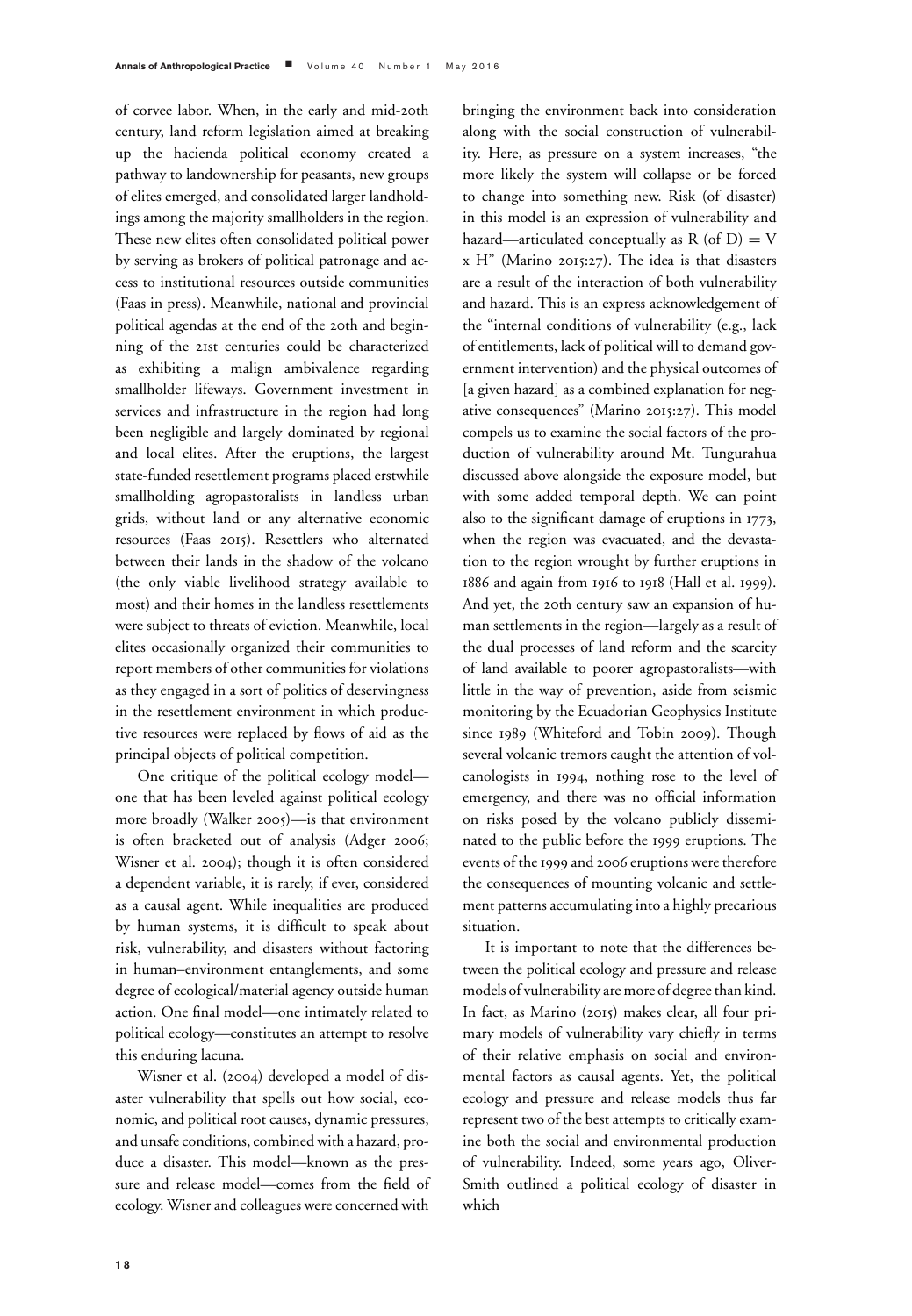of corvee labor. When, in the early and mid-20th century, land reform legislation aimed at breaking up the hacienda political economy created a pathway to landownership for peasants, new groups of elites emerged, and consolidated larger landholdings among the majority smallholders in the region. These new elites often consolidated political power by serving as brokers of political patronage and access to institutional resources outside communities (Faas in press). Meanwhile, national and provincial political agendas at the end of the 20th and beginning of the 21st centuries could be characterized as exhibiting a malign ambivalence regarding smallholder lifeways. Government investment in services and infrastructure in the region had long been negligible and largely dominated by regional and local elites. After the eruptions, the largest state-funded resettlement programs placed erstwhile smallholding agropastoralists in landless urban grids, without land or any alternative economic resources (Faas 2015). Resettlers who alternated between their lands in the shadow of the volcano (the only viable livelihood strategy available to most) and their homes in the landless resettlements were subject to threats of eviction. Meanwhile, local elites occasionally organized their communities to report members of other communities for violations as they engaged in a sort of politics of deservingness in the resettlement environment in which productive resources were replaced by flows of aid as the principal objects of political competition.

One critique of the political ecology model—one that has been leveled against political ecology more broadly (Walker 2005)—is that environment is often bracketed out of analysis (Adger 2006; Wisner et al. 2004); though it is often considered a dependent variable, it is rarely, if ever, considered as a causal agent. While inequalities are produced by human systems, it is difficult to speak about risk, vulnerability, and disasters without factoring in human–environment entanglements, and some degree of ecological/material agency outside human action. One final model—one intimately related to political ecology—constitutes an attempt to resolve this enduring lacuna.

Wisner et al. (2004) developed a model of disaster vulnerability that spells out how social, economic, and political root causes, dynamic pressures, and unsafe conditions, combined with a hazard, produce a disaster. This model—known as the pressure and release model—comes from the field of ecology. Wisner and colleagues were concerned with bringing the environment back into consideration along with the social construction of vulnerability. Here, as pressure on a system increases, "the more likely the system will collapse or be forced to change into something new. Risk (of disaster) in this model is an expression of vulnerability and hazard—articulated conceptually as R (of D) = V x H" (Marino 2015:27). The idea is that disasters are a result of the interaction of both vulnerability and hazard. This is an express acknowledgement of the "internal conditions of vulnerability (e.g., lack of entitlements, lack of political will to demand government intervention) and the physical outcomes of [a given hazard] as a combined explanation for negative consequences" (Marino 2015:27). This model compels us to examine the social factors of the production of vulnerability around Mt. Tungurahua discussed above alongside the exposure model, but with some added temporal depth. We can point also to the significant damage of eruptions in 1773, when the region was evacuated, and the devastation to the region wrought by further eruptions in 1886 and again from 1916 to 1918 (Hall et al. 1999). And yet, the 20th century saw an expansion of human settlements in the region—largely as a result of the dual processes of land reform and the scarcity of land available to poorer agropastoralists—with little in the way of prevention, aside from seismic monitoring by the Ecuadorian Geophysics Institute since 1989 (Whiteford and Tobin 2009). Though several volcanic tremors caught the attention of volcanologists in 1994, nothing rose to the level of emergency, and there was no official information on risks posed by the volcano publicly disseminated to the public before the 1999 eruptions. The events of the 1999 and 2006 eruptions were therefore the consequences of mounting volcanic and settlement patterns accumulating into a highly precarious situation.

It is important to note that the differences between the political ecology and pressure and release models of vulnerability are more of degree than kind. In fact, as Marino (2015) makes clear, all four primary models of vulnerability vary chiefly in terms of their relative emphasis on social and environmental factors as causal agents. Yet, the political ecology and pressure and release models thus far represent two of the best attempts to critically examine both the social and environmental production of vulnerability. Indeed, some years ago, Oliver-Smith outlined a political ecology of disaster in which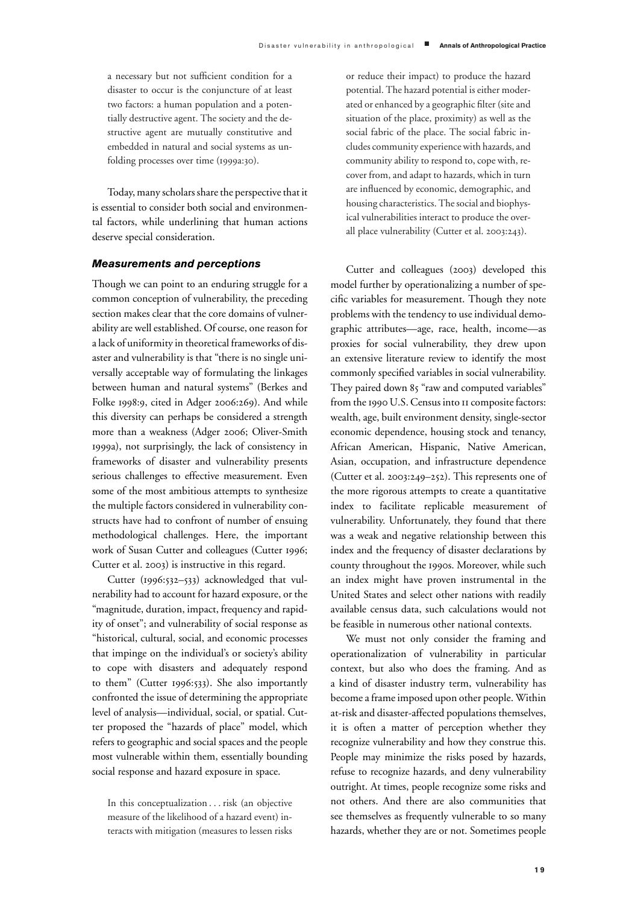> a necessary but not sufficient condition for a disaster to occur is the conjuncture of at least two factors: a human population and a potentially destructive agent. The society and the destructive agent are mutually constitutive and embedded in natural and social systems as unfolding processes over time (1999a:30).

Today, many scholars share the perspective that it is essential to consider both social and environmental factors, while underlining that human actions deserve special consideration.

### *Measurements and perceptions*

Though we can point to an enduring struggle for a common conception of vulnerability, the preceding section makes clear that the core domains of vulnerability are well established. Of course, one reason for a lack of uniformity in theoretical frameworks of disaster and vulnerability is that "there is no single universally acceptable way of formulating the linkages between human and natural systems" (Berkes and Folke 1998:9, cited in Adger 2006:269). And while this diversity can perhaps be considered a strength more than a weakness (Adger 2006; Oliver-Smith 1999a), not surprisingly, the lack of consistency in frameworks of disaster and vulnerability presents serious challenges to effective measurement. Even some of the most ambitious attempts to synthesize the multiple factors considered in vulnerability constructs have had to confront of number of ensuing methodological challenges. Here, the important work of Susan Cutter and colleagues (Cutter 1996; Cutter et al. 2003) is instructive in this regard.

Cutter (1996:532–533) acknowledged that vulnerability had to account for hazard exposure, or the "magnitude, duration, impact, frequency and rapidity of onset"; and vulnerability of social response as "historical, cultural, social, and economic processes that impinge on the individual's or society's ability to cope with disasters and adequately respond to them" (Cutter 1996:533). She also importantly confronted the issue of determining the appropriate level of analysis—individual, social, or spatial. Cutter proposed the "hazards of place" model, which refers to geographic and social spaces and the people most vulnerable within them, essentially bounding social response and hazard exposure in space.

> In this conceptualization . . . risk (an objective measure of the likelihood of a hazard event) interacts with mitigation (measures to lessen risks or reduce their impact) to produce the hazard potential. The hazard potential is either moderated or enhanced by a geographic filter (site and situation of the place, proximity) as well as the social fabric of the place. The social fabric includes community experience with hazards, and community ability to respond to, cope with, recover from, and adapt to hazards, which in turn are influenced by economic, demographic, and housing characteristics. The social and biophysical vulnerabilities interact to produce the overall place vulnerability (Cutter et al. 2003:243).

Cutter and colleagues (2003) developed this model further by operationalizing a number of specific variables for measurement. Though they note problems with the tendency to use individual demographic attributes—age, race, health, income—as proxies for social vulnerability, they drew upon an extensive literature review to identify the most commonly specified variables in social vulnerability. They paired down 85 "raw and computed variables" from the 1990 U.S. Census into 11 composite factors: wealth, age, built environment density, single-sector economic dependence, housing stock and tenancy, African American, Hispanic, Native American, Asian, occupation, and infrastructure dependence (Cutter et al. 2003:249–252). This represents one of the more rigorous attempts to create a quantitative index to facilitate replicable measurement of vulnerability. Unfortunately, they found that there was a weak and negative relationship between this index and the frequency of disaster declarations by county throughout the 1990s. Moreover, while such an index might have proven instrumental in the United States and select other nations with readily available census data, such calculations would not be feasible in numerous other national contexts.

We must not only consider the framing and operationalization of vulnerability in particular context, but also who does the framing. And as a kind of disaster industry term, vulnerability has become a frame imposed upon other people. Within at-risk and disaster-affected populations themselves, it is often a matter of perception whether they recognize vulnerability and how they construe this. People may minimize the risks posed by hazards, refuse to recognize hazards, and deny vulnerability outright. At times, people recognize some risks and not others. And there are also communities that see themselves as frequently vulnerable to so many hazards, whether they are or not. Sometimes people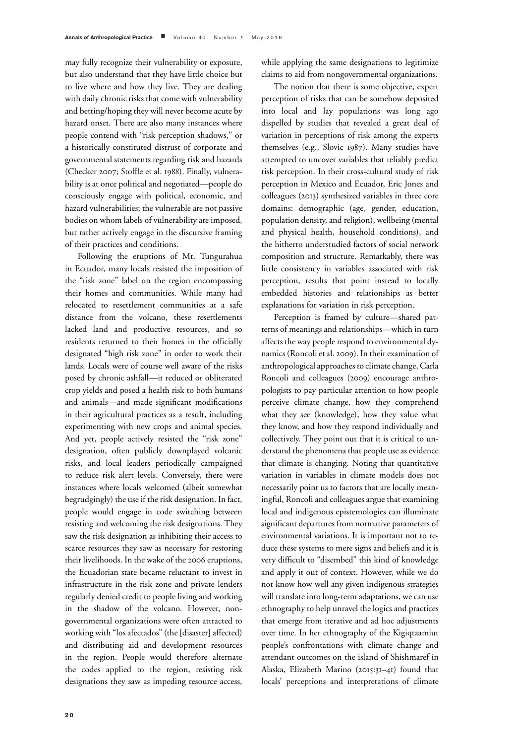may fully recognize their vulnerability or exposure, but also understand that they have little choice but to live where and how they live. They are dealing with daily chronic risks that come with vulnerability and betting/hoping they will never become acute by hazard onset. There are also many instances where people contend with "risk perception shadows," or a historically constituted distrust of corporate and governmental statements regarding risk and hazards (Checker 2007; Stoffle et al. 1988). Finally, vulnerability is at once political and negotiated—people do consciously engage with political, economic, and hazard vulnerabilities; the vulnerable are not passive bodies on whom labels of vulnerability are imposed, but rather actively engage in the discursive framing of their practices and conditions.

Following the eruptions of Mt. Tungurahua in Ecuador, many locals resisted the imposition of the "risk zone" label on the region encompassing their homes and communities. While many had relocated to resettlement communities at a safe distance from the volcano, these resettlements lacked land and productive resources, and so residents returned to their homes in the officially designated "high risk zone" in order to work their lands. Locals were of course well aware of the risks posed by chronic ashfall—it reduced or obliterated crop yields and posed a health risk to both humans and animals—and made significant modifications in their agricultural practices as a result, including experimenting with new crops and animal species. And yet, people actively resisted the "risk zone" designation, often publicly downplayed volcanic risks, and local leaders periodically campaigned to reduce risk alert levels. Conversely, there were instances where locals welcomed (albeit somewhat begrudgingly) the use if the risk designation. In fact, people would engage in code switching between resisting and welcoming the risk designations. They saw the risk designation as inhibiting their access to scarce resources they saw as necessary for restoring their livelihoods. In the wake of the 2006 eruptions, the Ecuadorian state became reluctant to invest in infrastructure in the risk zone and private lenders regularly denied credit to people living and working in the shadow of the volcano. However, nongovernmental organizations were often attracted to working with "los afectados" (the [disaster] affected) and distributing aid and development resources in the region. People would therefore alternate the codes applied to the region, resisting risk designations they saw as impeding resource access, while applying the same designations to legitimize claims to aid from nongovernmental organizations.

The notion that there is some objective, expert perception of risks that can be somehow deposited into local and lay populations was long ago dispelled by studies that revealed a great deal of variation in perceptions of risk among the experts themselves (e.g., Slovic 1987). Many studies have attempted to uncover variables that reliably predict risk perception. In their cross-cultural study of risk perception in Mexico and Ecuador, Eric Jones and colleagues (2013) synthesized variables in three core domains: demographic (age, gender, education, population density, and religion), wellbeing (mental and physical health, household conditions), and the hitherto understudied factors of social network composition and structure. Remarkably, there was little consistency in variables associated with risk perception, results that point instead to locally embedded histories and relationships as better explanations for variation in risk perception.

Perception is framed by culture—shared patterns of meanings and relationships—which in turn affects the way people respond to environmental dynamics (Roncoli et al. 2009). In their examination of anthropological approaches to climate change, Carla Roncoli and colleagues (2009) encourage anthropologists to pay particular attention to how people perceive climate change, how they comprehend what they see (knowledge), how they value what they know, and how they respond individually and collectively. They point out that it is critical to understand the phenomena that people use as evidence that climate is changing. Noting that quantitative variation in variables in climate models does not necessarily point us to factors that are locally meaningful, Roncoli and colleagues argue that examining local and indigenous epistemologies can illuminate significant departures from normative parameters of environmental variations. It is important not to reduce these systems to mere signs and beliefs and it is very difficult to "disembed" this kind of knowledge and apply it out of context. However, while we do not know how well any given indigenous strategies will translate into long-term adaptations, we can use ethnography to help unravel the logics and practices that emerge from iterative and ad hoc adjustments over time. In her ethnography of the Kigiqtaamiut people's confrontations with climate change and attendant outcomes on the island of Shishmaref in Alaska, Elizabeth Marino (2015:31–41) found that locals' perceptions and interpretations of climate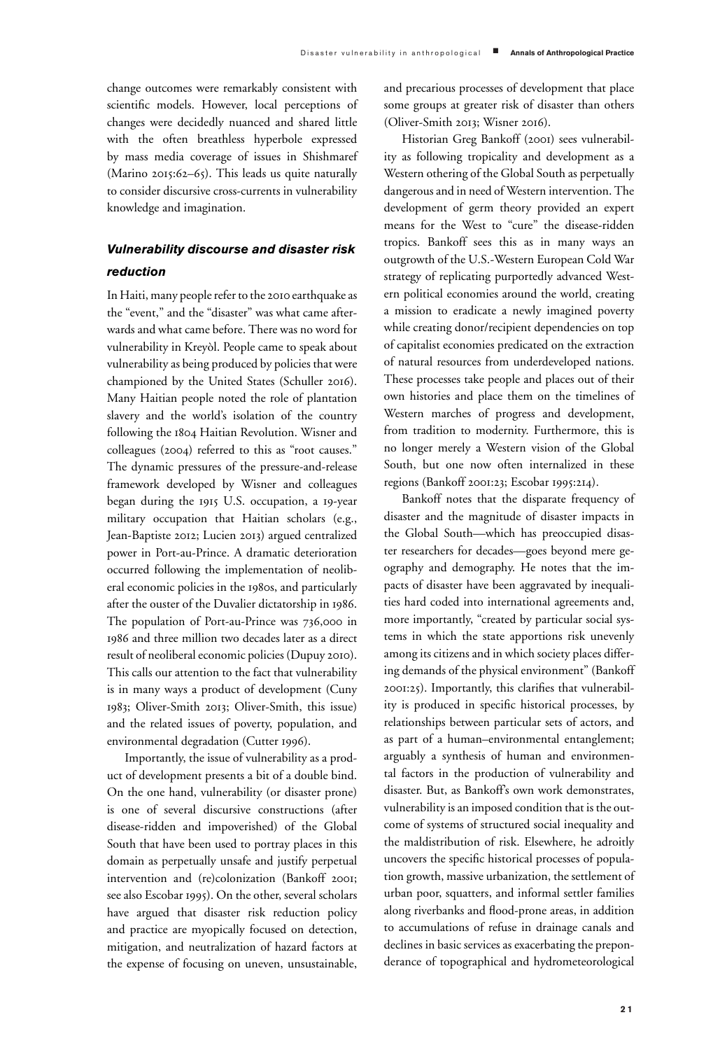change outcomes were remarkably consistent with scientific models. However, local perceptions of changes were decidedly nuanced and shared little with the often breathless hyperbole expressed by mass media coverage of issues in Shishmaref (Marino 2015:62–65). This leads us quite naturally to consider discursive cross-currents in vulnerability knowledge and imagination.

## *Vulnerability discourse and disaster risk reduction*

In Haiti, many people refer to the 2010 earthquake as the "event," and the "disaster" was what came afterwards and what came before. There was no word for vulnerability in Kreyòl. People came to speak about vulnerability as being produced by policies that were championed by the United States (Schuller 2016). Many Haitian people noted the role of plantation slavery and the world's isolation of the country following the 1804 Haitian Revolution. Wisner and colleagues (2004) referred to this as "root causes." The dynamic pressures of the pressure-and-release framework developed by Wisner and colleagues began during the 1915 U.S. occupation, a 19-year military occupation that Haitian scholars (e.g., Jean-Baptiste 2012; Lucien 2013) argued centralized power in Port-au-Prince. A dramatic deterioration occurred following the implementation of neoliberal economic policies in the 1980s, and particularly after the ouster of the Duvalier dictatorship in 1986. The population of Port-au-Prince was 736,000 in 1986 and three million two decades later as a direct result of neoliberal economic policies (Dupuy 2010). This calls our attention to the fact that vulnerability is in many ways a product of development (Cuny 1983; Oliver-Smith 2013; Oliver-Smith, this issue) and the related issues of poverty, population, and environmental degradation (Cutter 1996).

Importantly, the issue of vulnerability as a product of development presents a bit of a double bind. On the one hand, vulnerability (or disaster prone) is one of several discursive constructions (after disease-ridden and impoverished) of the Global South that have been used to portray places in this domain as perpetually unsafe and justify perpetual intervention and (re)colonization (Bankoff 2001; see also Escobar 1995). On the other, several scholars have argued that disaster risk reduction policy and practice are myopically focused on detection, mitigation, and neutralization of hazard factors at the expense of focusing on uneven, unsustainable, and precarious processes of development that place some groups at greater risk of disaster than others (Oliver-Smith 2013; Wisner 2016).

Historian Greg Bankoff (2001) sees vulnerability as following tropicality and development as a Western othering of the Global South as perpetually dangerous and in need of Western intervention. The development of germ theory provided an expert means for the West to "cure" the disease-ridden tropics. Bankoff sees this as in many ways an outgrowth of the U.S.-Western European Cold War strategy of replicating purportedly advanced Western political economies around the world, creating a mission to eradicate a newly imagined poverty while creating donor/recipient dependencies on top of capitalist economies predicated on the extraction of natural resources from underdeveloped nations. These processes take people and places out of their own histories and place them on the timelines of Western marches of progress and development, from tradition to modernity. Furthermore, this is no longer merely a Western vision of the Global South, but one now often internalized in these regions (Bankoff 2001:23; Escobar 1995:214).

Bankoff notes that the disparate frequency of disaster and the magnitude of disaster impacts in the Global South—which has preoccupied disaster researchers for decades—goes beyond mere geography and demography. He notes that the impacts of disaster have been aggravated by inequalities hard coded into international agreements and, more importantly, "created by particular social systems in which the state apportions risk unevenly among its citizens and in which society places differing demands of the physical environment" (Bankoff 2001:25). Importantly, this clarifies that vulnerability is produced in specific historical processes, by relationships between particular sets of actors, and as part of a human–environmental entanglement; arguably a synthesis of human and environmental factors in the production of vulnerability and disaster. But, as Bankoff's own work demonstrates, vulnerability is an imposed condition that is the outcome of systems of structured social inequality and the maldistribution of risk. Elsewhere, he adroitly uncovers the specific historical processes of population growth, massive urbanization, the settlement of urban poor, squatters, and informal settler families along riverbanks and flood-prone areas, in addition to accumulations of refuse in drainage canals and declines in basic services as exacerbating the preponderance of topographical and hydrometeorological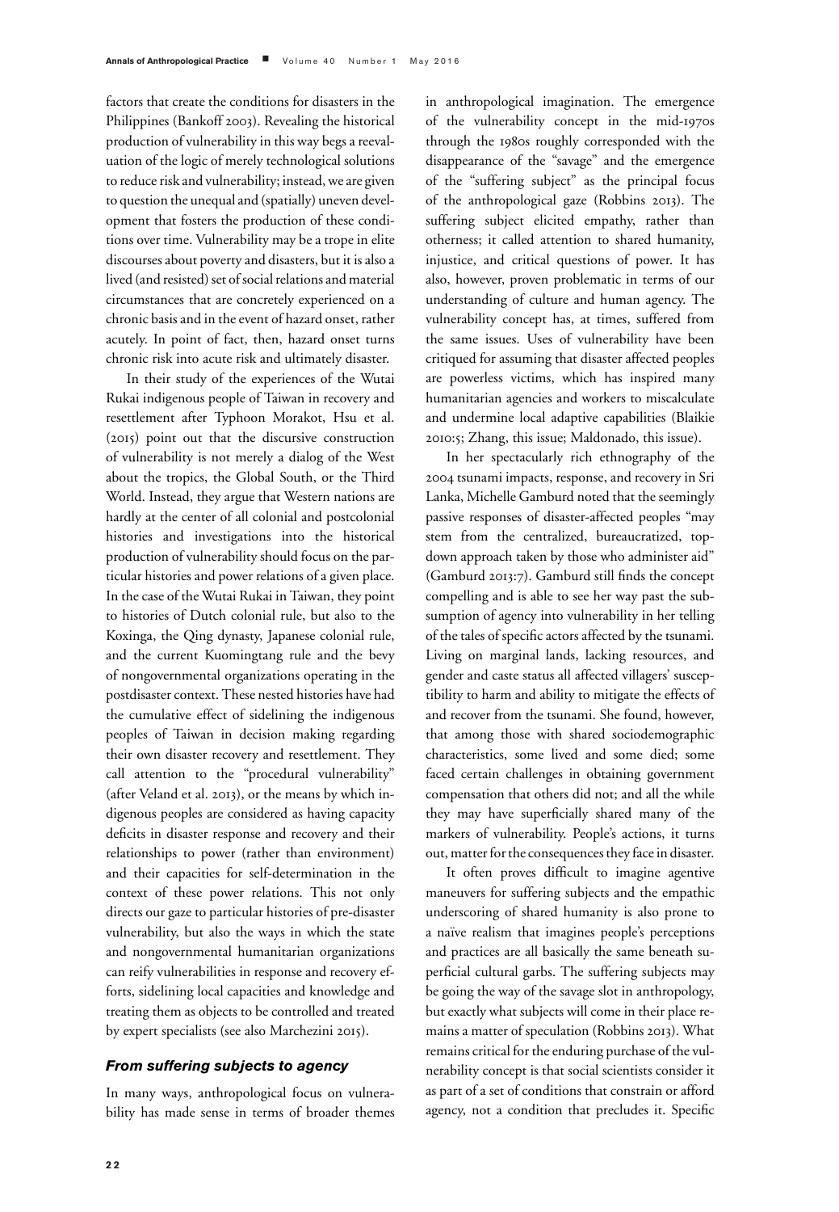factors that create the conditions for disasters in the Philippines (Bankoff 2003). Revealing the historical production of vulnerability in this way begs a reevaluation of the logic of merely technological solutions to reduce risk and vulnerability; instead, we are given to question the unequal and (spatially) uneven development that fosters the production of these conditions over time. Vulnerability may be a trope in elite discourses about poverty and disasters, but it is also a lived (and resisted) set of social relations and material circumstances that are concretely experienced on a chronic basis and in the event of hazard onset, rather acutely. In point of fact, then, hazard onset turns chronic risk into acute risk and ultimately disaster.

In their study of the experiences of the Wutai Rukai indigenous people of Taiwan in recovery and resettlement after Typhoon Morakot, Hsu et al. (2015) point out that the discursive construction of vulnerability is not merely a dialog of the West about the tropics, the Global South, or the Third World. Instead, they argue that Western nations are hardly at the center of all colonial and postcolonial histories and investigations into the historical production of vulnerability should focus on the particular histories and power relations of a given place. In the case of the Wutai Rukai in Taiwan, they point to histories of Dutch colonial rule, but also to the Koxinga, the Qing dynasty, Japanese colonial rule, and the current Kuomingtang rule and the bevy of nongovernmental organizations operating in the postdisaster context. These nested histories have had the cumulative effect of sidelining the indigenous peoples of Taiwan in decision making regarding their own disaster recovery and resettlement. They call attention to the "procedural vulnerability" (after Veland et al. 2013), or the means by which indigenous peoples are considered as having capacity deficits in disaster response and recovery and their relationships to power (rather than environment) and their capacities for self-determination in the context of these power relations. This not only directs our gaze to particular histories of pre-disaster vulnerability, but also the ways in which the state and nongovernmental humanitarian organizations can reify vulnerabilities in response and recovery efforts, sidelining local capacities and knowledge and treating them as objects to be controlled and treated by expert specialists (see also Marchezini 2015).

### *From suffering subjects to agency*

In many ways, anthropological focus on vulnerability has made sense in terms of broader themes in anthropological imagination. The emergence of the vulnerability concept in the mid-1970s through the 1980s roughly corresponded with the disappearance of the "savage" and the emergence of the "suffering subject" as the principal focus of the anthropological gaze (Robbins 2013). The suffering subject elicited empathy, rather than otherness; it called attention to shared humanity, injustice, and critical questions of power. It has also, however, proven problematic in terms of our understanding of culture and human agency. The vulnerability concept has, at times, suffered from the same issues. Uses of vulnerability have been critiqued for assuming that disaster affected peoples are powerless victims, which has inspired many humanitarian agencies and workers to miscalculate and undermine local adaptive capabilities (Blaikie 2010:5; Zhang, this issue; Maldonado, this issue).

In her spectacularly rich ethnography of the 2004 tsunami impacts, response, and recovery in Sri Lanka, Michelle Gamburd noted that the seemingly passive responses of disaster-affected peoples "may stem from the centralized, bureaucratized, top-down approach taken by those who administer aid" (Gamburd 2013:7). Gamburd still finds the concept compelling and is able to see her way past the subsumption of agency into vulnerability in her telling of the tales of specific actors affected by the tsunami. Living on marginal lands, lacking resources, and gender and caste status all affected villagers' susceptibility to harm and ability to mitigate the effects of and recover from the tsunami. She found, however, that among those with shared sociodemographic characteristics, some lived and some died; some faced certain challenges in obtaining government compensation that others did not; and all the while they may have superficially shared many of the markers of vulnerability. People's actions, it turns out, matter for the consequences they face in disaster.

It often proves difficult to imagine agentive maneuvers for suffering subjects and the empathic underscoring of shared humanity is also prone to a naïve realism that imagines people's perceptions and practices are all basically the same beneath superficial cultural garbs. The suffering subjects may be going the way of the savage slot in anthropology, but exactly what subjects will come in their place remains a matter of speculation (Robbins 2013). What remains critical for the enduring purchase of the vulnerability concept is that social scientists consider it as part of a set of conditions that constrain or afford agency, not a condition that precludes it. Specific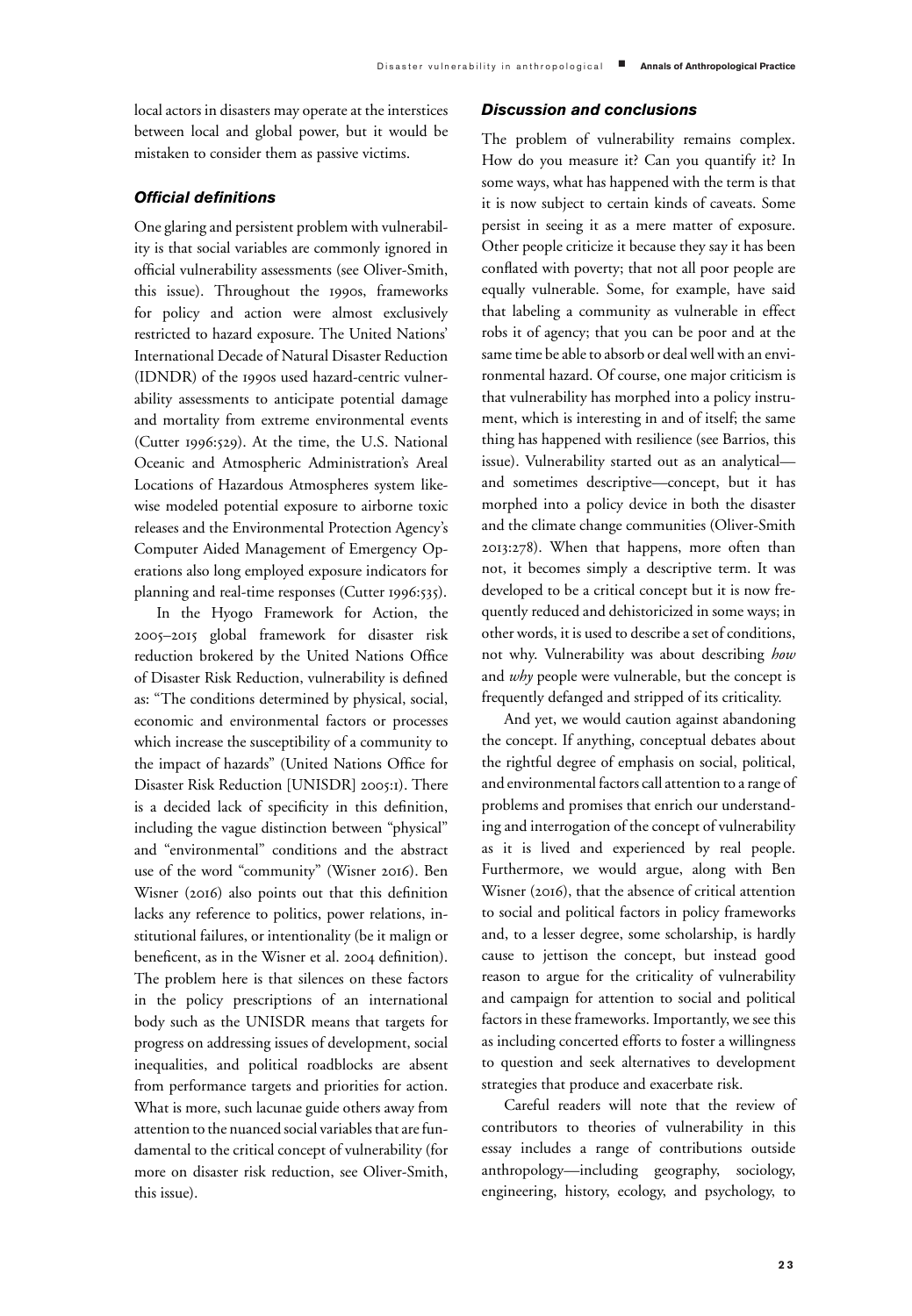local actors in disasters may operate at the interstices between local and global power, but it would be mistaken to consider them as passive victims.

### *Official definitions*

One glaring and persistent problem with vulnerability is that social variables are commonly ignored in official vulnerability assessments (see Oliver-Smith, this issue). Throughout the 1990s, frameworks for policy and action were almost exclusively restricted to hazard exposure. The United Nations' International Decade of Natural Disaster Reduction (IDNDR) of the 1990s used hazard-centric vulnerability assessments to anticipate potential damage and mortality from extreme environmental events (Cutter 1996:529). At the time, the U.S. National Oceanic and Atmospheric Administration's Areal Locations of Hazardous Atmospheres system likewise modeled potential exposure to airborne toxic releases and the Environmental Protection Agency's Computer Aided Management of Emergency Operations also long employed exposure indicators for planning and real-time responses (Cutter 1996:535).

In the Hyogo Framework for Action, the 2005–2015 global framework for disaster risk reduction brokered by the United Nations Office of Disaster Risk Reduction, vulnerability is defined as: "The conditions determined by physical, social, economic and environmental factors or processes which increase the susceptibility of a community to the impact of hazards" (United Nations Office for Disaster Risk Reduction [UNISDR] 2005:1). There is a decided lack of specificity in this definition, including the vague distinction between "physical" and "environmental" conditions and the abstract use of the word "community" (Wisner 2016). Ben Wisner (2016) also points out that this definition lacks any reference to politics, power relations, institutional failures, or intentionality (be it malign or beneficent, as in the Wisner et al. 2004 definition). The problem here is that silences on these factors in the policy prescriptions of an international body such as the UNISDR means that targets for progress on addressing issues of development, social inequalities, and political roadblocks are absent from performance targets and priorities for action. What is more, such lacunae guide others away from attention to the nuanced social variables that are fundamental to the critical concept of vulnerability (for more on disaster risk reduction, see Oliver-Smith, this issue).

### *Discussion and conclusions*

The problem of vulnerability remains complex. How do you measure it? Can you quantify it? In some ways, what has happened with the term is that it is now subject to certain kinds of caveats. Some persist in seeing it as a mere matter of exposure. Other people criticize it because they say it has been conflated with poverty; that not all poor people are equally vulnerable. Some, for example, have said that labeling a community as vulnerable in effect robs it of agency; that you can be poor and at the same time be able to absorb or deal well with an environmental hazard. Of course, one major criticism is that vulnerability has morphed into a policy instrument, which is interesting in and of itself; the same thing has happened with resilience (see Barrios, this issue). Vulnerability started out as an analytical—and sometimes descriptive—concept, but it has morphed into a policy device in both the disaster and the climate change communities (Oliver-Smith 2013:278). When that happens, more often than not, it becomes simply a descriptive term. It was developed to be a critical concept but it is now frequently reduced and dehistoricized in some ways; in other words, it is used to describe a set of conditions, not why. Vulnerability was about describing *how* and *why* people were vulnerable, but the concept is frequently defanged and stripped of its criticality.

And yet, we would caution against abandoning the concept. If anything, conceptual debates about the rightful degree of emphasis on social, political, and environmental factors call attention to a range of problems and promises that enrich our understanding and interrogation of the concept of vulnerability as it is lived and experienced by real people. Furthermore, we would argue, along with Ben Wisner (2016), that the absence of critical attention to social and political factors in policy frameworks and, to a lesser degree, some scholarship, is hardly cause to jettison the concept, but instead good reason to argue for the criticality of vulnerability and campaign for attention to social and political factors in these frameworks. Importantly, we see this as including concerted efforts to foster a willingness to question and seek alternatives to development strategies that produce and exacerbate risk.

Careful readers will note that the review of contributors to theories of vulnerability in this essay includes a range of contributions outside anthropology—including geography, sociology, engineering, history, ecology, and psychology, to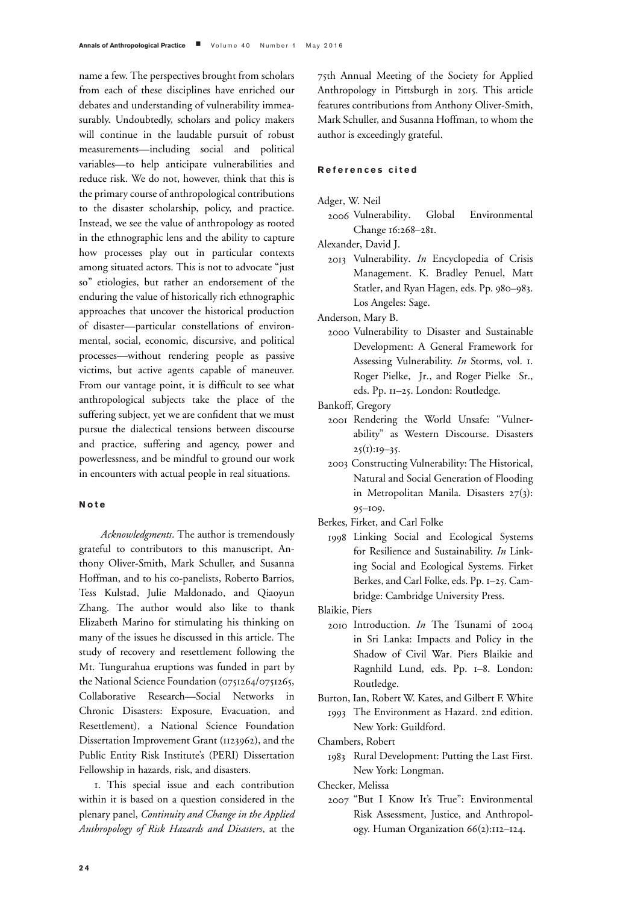name a few. The perspectives brought from scholars from each of these disciplines have enriched our debates and understanding of vulnerability immeasurably. Undoubtedly, scholars and policy makers will continue in the laudable pursuit of robust measurements—including social and political variables—to help anticipate vulnerabilities and reduce risk. We do not, however, think that this is the primary course of anthropological contributions to the disaster scholarship, policy, and practice. Instead, we see the value of anthropology as rooted in the ethnographic lens and the ability to capture how processes play out in particular contexts among situated actors. This is not to advocate "just so" etiologies, but rather an endorsement of the enduring the value of historically rich ethnographic approaches that uncover the historical production of disaster—particular constellations of environmental, social, economic, discursive, and political processes—without rendering people as passive victims, but active agents capable of maneuver. From our vantage point, it is difficult to see what anthropological subjects take the place of the suffering subject, yet we are confident that we must pursue the dialectical tensions between discourse and practice, suffering and agency, power and powerlessness, and be mindful to ground our work in encounters with actual people in real situations.

## Note

*Acknowledgments*. The author is tremendously grateful to contributors to this manuscript, Anthony Oliver-Smith, Mark Schuller, and Susanna Hoffman, and to his co-panelists, Roberto Barrios, Tess Kulstad, Julie Maldonado, and Qiaoyun Zhang. The author would also like to thank Elizabeth Marino for stimulating his thinking on many of the issues he discussed in this article. The study of recovery and resettlement following the Mt. Tungurahua eruptions was funded in part by the National Science Foundation (0751264/0751265, Collaborative Research—Social Networks in Chronic Disasters: Exposure, Evacuation, and Resettlement), a National Science Foundation Dissertation Improvement Grant (1123962), and the Public Entity Risk Institute's (PERI) Dissertation Fellowship in hazards, risk, and disasters.

1. This special issue and each contribution within it is based on a question considered in the plenary panel, *Continuity and Change in the Applied Anthropology of Risk Hazards and Disasters*, at the 75th Annual Meeting of the Society for Applied Anthropology in Pittsburgh in 2015. This article features contributions from Anthony Oliver-Smith, Mark Schuller, and Susanna Hoffman, to whom the author is exceedingly grateful.

## References cited

Adger, W. Neil
2006 Vulnerability. Global Environmental Change 16:268–281.

Alexander, David J.
2013 Vulnerability. *In* Encyclopedia of Crisis Management. K. Bradley Penuel, Matt Statler, and Ryan Hagen, eds. Pp. 980–983. Los Angeles: Sage.

Anderson, Mary B.
2000 Vulnerability to Disaster and Sustainable Development: A General Framework for Assessing Vulnerability. *In* Storms, vol. 1. Roger Pielke, Jr., and Roger Pielke Sr., eds. Pp. 11–25. London: Routledge.

Bankoff, Gregory
2001 Rendering the World Unsafe: "Vulnerability" as Western Discourse. Disasters 25(1):19–35.
2003 Constructing Vulnerability: The Historical, Natural and Social Generation of Flooding in Metropolitan Manila. Disasters 27(3): 95–109.

Berkes, Firket, and Carl Folke
1998 Linking Social and Ecological Systems for Resilience and Sustainability. *In* Linking Social and Ecological Systems. Firket Berkes, and Carl Folke, eds. Pp. 1–25. Cambridge: Cambridge University Press.

Blaikie, Piers
2010 Introduction. *In* The Tsunami of 2004 in Sri Lanka: Impacts and Policy in the Shadow of Civil War. Piers Blaikie and Ragnhild Lund, eds. Pp. 1–8. London: Routledge.

Burton, Ian, Robert W. Kates, and Gilbert F. White
1993 The Environment as Hazard. 2nd edition. New York: Guildford.

Chambers, Robert
1983 Rural Development: Putting the Last First. New York: Longman.

Checker, Melissa
2007 "But I Know It's True": Environmental Risk Assessment, Justice, and Anthropology. Human Organization 66(2):112–124.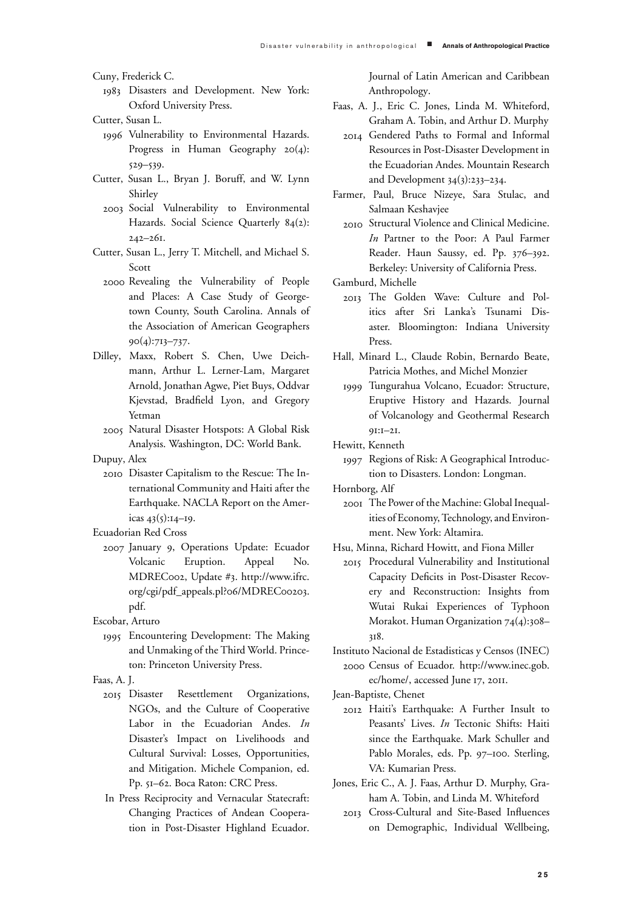Cuny, Frederick C.

1983 Disasters and Development. New York: Oxford University Press.

Cutter, Susan L.

1996 Vulnerability to Environmental Hazards. Progress in Human Geography 20(4): 529–539.

Cutter, Susan L., Bryan J. Boruff, and W. Lynn Shirley

2003 Social Vulnerability to Environmental Hazards. Social Science Quarterly 84(2): 242–261.

Cutter, Susan L., Jerry T. Mitchell, and Michael S. Scott

2000 Revealing the Vulnerability of People and Places: A Case Study of Georgetown County, South Carolina. Annals of the Association of American Geographers 90(4):713–737.

Dilley, Maxx, Robert S. Chen, Uwe Deichmann, Arthur L. Lerner-Lam, Margaret Arnold, Jonathan Agwe, Piet Buys, Oddvar Kjevstad, Bradfield Lyon, and Gregory Yetman

2005 Natural Disaster Hotspots: A Global Risk Analysis. Washington, DC: World Bank.

Dupuy, Alex

2010 Disaster Capitalism to the Rescue: The International Community and Haiti after the Earthquake. NACLA Report on the Americas 43(5):14–19.

Ecuadorian Red Cross

2007 January 9, Operations Update: Ecuador Volcanic Eruption. Appeal No. MDREC002, Update #3. http://www.ifrc.org/cgi/pdf_appeals.pl?06/MDREC00203.pdf.

Escobar, Arturo

1995 Encountering Development: The Making and Unmaking of the Third World. Princeton: Princeton University Press.

Faas, A. J.

2015 Disaster Resettlement Organizations, NGOs, and the Culture of Cooperative Labor in the Ecuadorian Andes. *In* Disaster's Impact on Livelihoods and Cultural Survival: Losses, Opportunities, and Mitigation. Michele Companion, ed. Pp. 51–62. Boca Raton: CRC Press.

In Press Reciprocity and Vernacular Statecraft: Changing Practices of Andean Cooperation in Post-Disaster Highland Ecuador. Journal of Latin American and Caribbean Anthropology.

Faas, A. J., Eric C. Jones, Linda M. Whiteford, Graham A. Tobin, and Arthur D. Murphy

2014 Gendered Paths to Formal and Informal Resources in Post-Disaster Development in the Ecuadorian Andes. Mountain Research and Development 34(3):233–234.

Farmer, Paul, Bruce Nizeye, Sara Stulac, and Salmaan Keshavjee

2010 Structural Violence and Clinical Medicine. *In* Partner to the Poor: A Paul Farmer Reader. Haun Saussy, ed. Pp. 376–392. Berkeley: University of California Press.

Gamburd, Michelle

2013 The Golden Wave: Culture and Politics after Sri Lanka's Tsunami Disaster. Bloomington: Indiana University Press.

Hall, Minard L., Claude Robin, Bernardo Beate, Patricia Mothes, and Michel Monzier

1999 Tungurahua Volcano, Ecuador: Structure, Eruptive History and Hazards. Journal of Volcanology and Geothermal Research 91:1–21.

Hewitt, Kenneth

1997 Regions of Risk: A Geographical Introduction to Disasters. London: Longman.

Hornborg, Alf

2001 The Power of the Machine: Global Inequalities of Economy, Technology, and Environment. New York: Altamira.

Hsu, Minna, Richard Howitt, and Fiona Miller

2015 Procedural Vulnerability and Institutional Capacity Deficits in Post-Disaster Recovery and Reconstruction: Insights from Wutai Rukai Experiences of Typhoon Morakot. Human Organization 74(4):308–318.

Instituto Nacional de Estadisticas y Censos (INEC)

2000 Census of Ecuador. http://www.inec.gob.ec/home/, accessed June 17, 2011.

Jean-Baptiste, Chenet

2012 Haiti's Earthquake: A Further Insult to Peasants' Lives. *In* Tectonic Shifts: Haiti since the Earthquake. Mark Schuller and Pablo Morales, eds. Pp. 97–100. Sterling, VA: Kumarian Press.

Jones, Eric C., A. J. Faas, Arthur D. Murphy, Graham A. Tobin, and Linda M. Whiteford

2013 Cross-Cultural and Site-Based Influences on Demographic, Individual Wellbeing,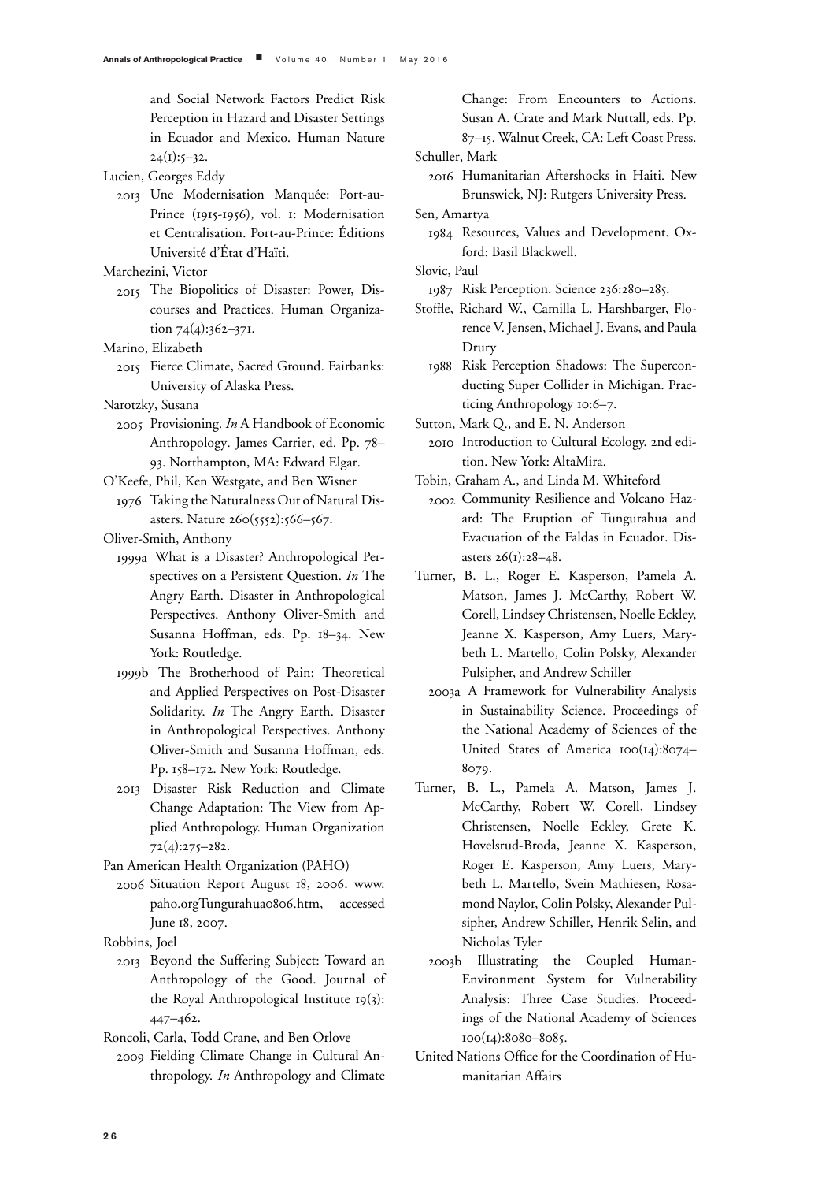and Social Network Factors Predict Risk Perception in Hazard and Disaster Settings in Ecuador and Mexico. Human Nature 24(1):5–32.

Lucien, Georges Eddy

2013 Une Modernisation Manquée: Port-au-Prince (1915-1956), vol. 1: Modernisation et Centralisation. Port-au-Prince: Éditions Université d'État d'Haïti.

Marchezini, Victor

2015 The Biopolitics of Disaster: Power, Discourses and Practices. Human Organization 74(4):362–371.

Marino, Elizabeth

2015 Fierce Climate, Sacred Ground. Fairbanks: University of Alaska Press.

Narotzky, Susana

2005 Provisioning. *In* A Handbook of Economic Anthropology. James Carrier, ed. Pp. 78–93. Northampton, MA: Edward Elgar.

O'Keefe, Phil, Ken Westgate, and Ben Wisner

1976 Taking the Naturalness Out of Natural Disasters. Nature 260(5552):566–567.

Oliver-Smith, Anthony

1999a What is a Disaster? Anthropological Perspectives on a Persistent Question. *In* The Angry Earth. Disaster in Anthropological Perspectives. Anthony Oliver-Smith and Susanna Hoffman, eds. Pp. 18–34. New York: Routledge.

1999b The Brotherhood of Pain: Theoretical and Applied Perspectives on Post-Disaster Solidarity. *In* The Angry Earth. Disaster in Anthropological Perspectives. Anthony Oliver-Smith and Susanna Hoffman, eds. Pp. 158–172. New York: Routledge.

2013 Disaster Risk Reduction and Climate Change Adaptation: The View from Applied Anthropology. Human Organization 72(4):275–282.

Pan American Health Organization (PAHO)

2006 Situation Report August 18, 2006. www.paho.orgTungurahua0806.htm, accessed June 18, 2007.

Robbins, Joel

2013 Beyond the Suffering Subject: Toward an Anthropology of the Good. Journal of the Royal Anthropological Institute 19(3): 447–462.

Roncoli, Carla, Todd Crane, and Ben Orlove

2009 Fielding Climate Change in Cultural Anthropology. *In* Anthropology and Climate Change: From Encounters to Actions. Susan A. Crate and Mark Nuttall, eds. Pp. 87–115. Walnut Creek, CA: Left Coast Press.

Schuller, Mark

2016 Humanitarian Aftershocks in Haiti. New Brunswick, NJ: Rutgers University Press.

Sen, Amartya

1984 Resources, Values and Development. Oxford: Basil Blackwell.

Slovic, Paul

1987 Risk Perception. Science 236:280–285.

Stoffle, Richard W., Camilla L. Harshbarger, Florence V. Jensen, Michael J. Evans, and Paula Drury

1988 Risk Perception Shadows: The Superconducting Super Collider in Michigan. Practicing Anthropology 10:6–7.

Sutton, Mark Q., and E. N. Anderson

2010 Introduction to Cultural Ecology. 2nd edition. New York: AltaMira.

Tobin, Graham A., and Linda M. Whiteford

2002 Community Resilience and Volcano Hazard: The Eruption of Tungurahua and Evacuation of the Faldas in Ecuador. Disasters 26(1):28–48.

Turner, B. L., Roger E. Kasperson, Pamela A. Matson, James J. McCarthy, Robert W. Corell, Lindsey Christensen, Noelle Eckley, Jeanne X. Kasperson, Amy Luers, Marybeth L. Martello, Colin Polsky, Alexander Pulsipher, and Andrew Schiller

2003a A Framework for Vulnerability Analysis in Sustainability Science. Proceedings of the National Academy of Sciences of the United States of America 100(14):8074–8079.

Turner, B. L., Pamela A. Matson, James J. McCarthy, Robert W. Corell, Lindsey Christensen, Noelle Eckley, Grete K. Hovelsrud-Broda, Jeanne X. Kasperson, Roger E. Kasperson, Amy Luers, Marybeth L. Martello, Svein Mathiesen, Rosamond Naylor, Colin Polsky, Alexander Pulsipher, Andrew Schiller, Henrik Selin, and Nicholas Tyler

2003b Illustrating the Coupled Human-Environment System for Vulnerability Analysis: Three Case Studies. Proceedings of the National Academy of Sciences 100(14):8080–8085.

United Nations Office for the Coordination of Humanitarian Affairs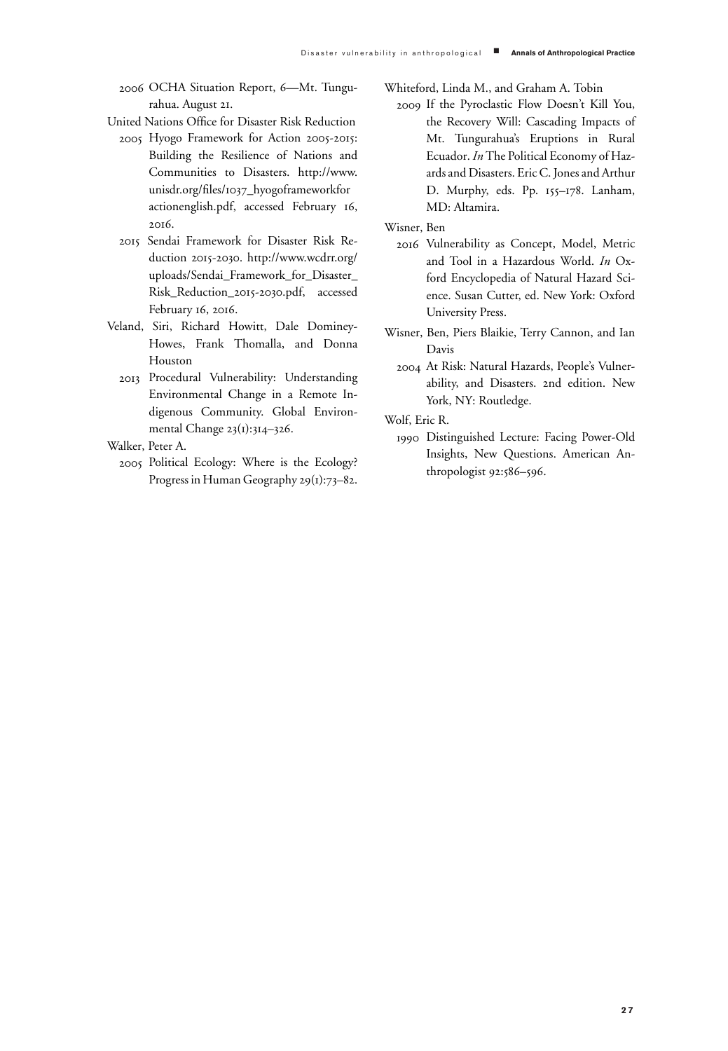2006 OCHA Situation Report, 6—Mt. Tungurahua. August 21.

United Nations Office for Disaster Risk Reduction

2005 Hyogo Framework for Action 2005-2015: Building the Resilience of Nations and Communities to Disasters. http://www.unisdr.org/files/1037_hyogoframeworkforactionenglish.pdf, accessed February 16, 2016.

2015 Sendai Framework for Disaster Risk Reduction 2015-2030. http://www.wcdrr.org/uploads/Sendai_Framework_for_Disaster_Risk_Reduction_2015-2030.pdf, accessed February 16, 2016.

Veland, Siri, Richard Howitt, Dale Dominey-Howes, Frank Thomalla, and Donna Houston

2013 Procedural Vulnerability: Understanding Environmental Change in a Remote Indigenous Community. Global Environmental Change 23(1):314–326.

Walker, Peter A.

2005 Political Ecology: Where is the Ecology? Progress in Human Geography 29(1):73–82.

Whiteford, Linda M., and Graham A. Tobin

2009 If the Pyroclastic Flow Doesn't Kill You, the Recovery Will: Cascading Impacts of Mt. Tungurahua's Eruptions in Rural Ecuador. *In* The Political Economy of Hazards and Disasters. Eric C. Jones and Arthur D. Murphy, eds. Pp. 155–178. Lanham, MD: Altamira.

Wisner, Ben

2016 Vulnerability as Concept, Model, Metric and Tool in a Hazardous World. *In* Oxford Encyclopedia of Natural Hazard Science. Susan Cutter, ed. New York: Oxford University Press.

Wisner, Ben, Piers Blaikie, Terry Cannon, and Ian Davis

2004 At Risk: Natural Hazards, People's Vulnerability, and Disasters. 2nd edition. New York, NY: Routledge.

Wolf, Eric R.

1990 Distinguished Lecture: Facing Power-Old Insights, New Questions. American Anthropologist 92:586–596.